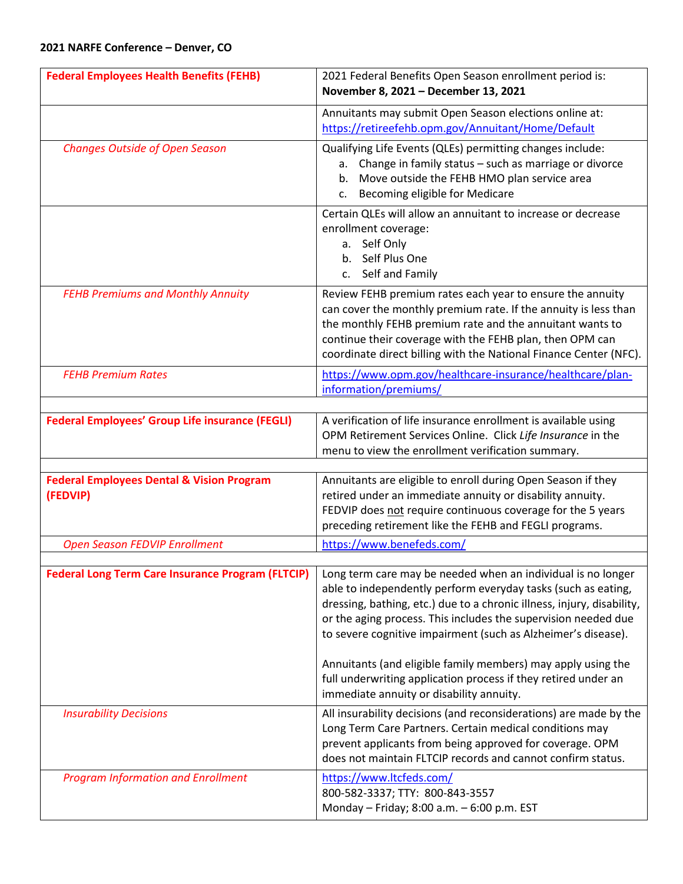**2021 NARFE Conference – Denver, CO**

| | |
|---|---|
| **Federal Employees Health Benefits (FEHB)** | 2021 Federal Benefits Open Season enrollment period is: **November 8, 2021 – December 13, 2021** |
| | Annuitants may submit Open Season elections online at: https://retireefehb.opm.gov/Annuitant/Home/Default |
| *Changes Outside of Open Season* | Qualifying Life Events (QLEs) permitting changes include: a. Change in family status – such as marriage or divorce b. Move outside the FEHB HMO plan service area c. Becoming eligible for Medicare |
| | Certain QLEs will allow an annuitant to increase or decrease enrollment coverage: a. Self Only b. Self Plus One c. Self and Family |
| *FEHB Premiums and Monthly Annuity* | Review FEHB premium rates each year to ensure the annuity can cover the monthly premium rate. If the annuity is less than the monthly FEHB premium rate and the annuitant wants to continue their coverage with the FEHB plan, then OPM can coordinate direct billing with the National Finance Center (NFC). |
| *FEHB Premium Rates* | https://www.opm.gov/healthcare-insurance/healthcare/plan-information/premiums/ |
| | |
| **Federal Employees' Group Life insurance (FEGLI)** | A verification of life insurance enrollment is available using OPM Retirement Services Online. Click *Life Insurance* in the menu to view the enrollment verification summary. |
| | |
| **Federal Employees Dental & Vision Program (FEDVIP)** | Annuitants are eligible to enroll during Open Season if they retired under an immediate annuity or disability annuity. FEDVIP does not require continuous coverage for the 5 years preceding retirement like the FEHB and FEGLI programs. |
| *Open Season FEDVIP Enrollment* | https://www.benefeds.com/ |
| | |
| **Federal Long Term Care Insurance Program (FLTCIP)** | Long term care may be needed when an individual is no longer able to independently perform everyday tasks (such as eating, dressing, bathing, etc.) due to a chronic illness, injury, disability, or the aging process. This includes the supervision needed due to severe cognitive impairment (such as Alzheimer's disease). <br><br> Annuitants (and eligible family members) may apply using the full underwriting application process if they retired under an immediate annuity or disability annuity. |
| *Insurability Decisions* | All insurability decisions (and reconsiderations) are made by the Long Term Care Partners. Certain medical conditions may prevent applicants from being approved for coverage. OPM does not maintain FLTCIP records and cannot confirm status. |
| *Program Information and Enrollment* | https://www.ltcfeds.com/ 800-582-3337; TTY: 800-843-3557 Monday – Friday; 8:00 a.m. – 6:00 p.m. EST |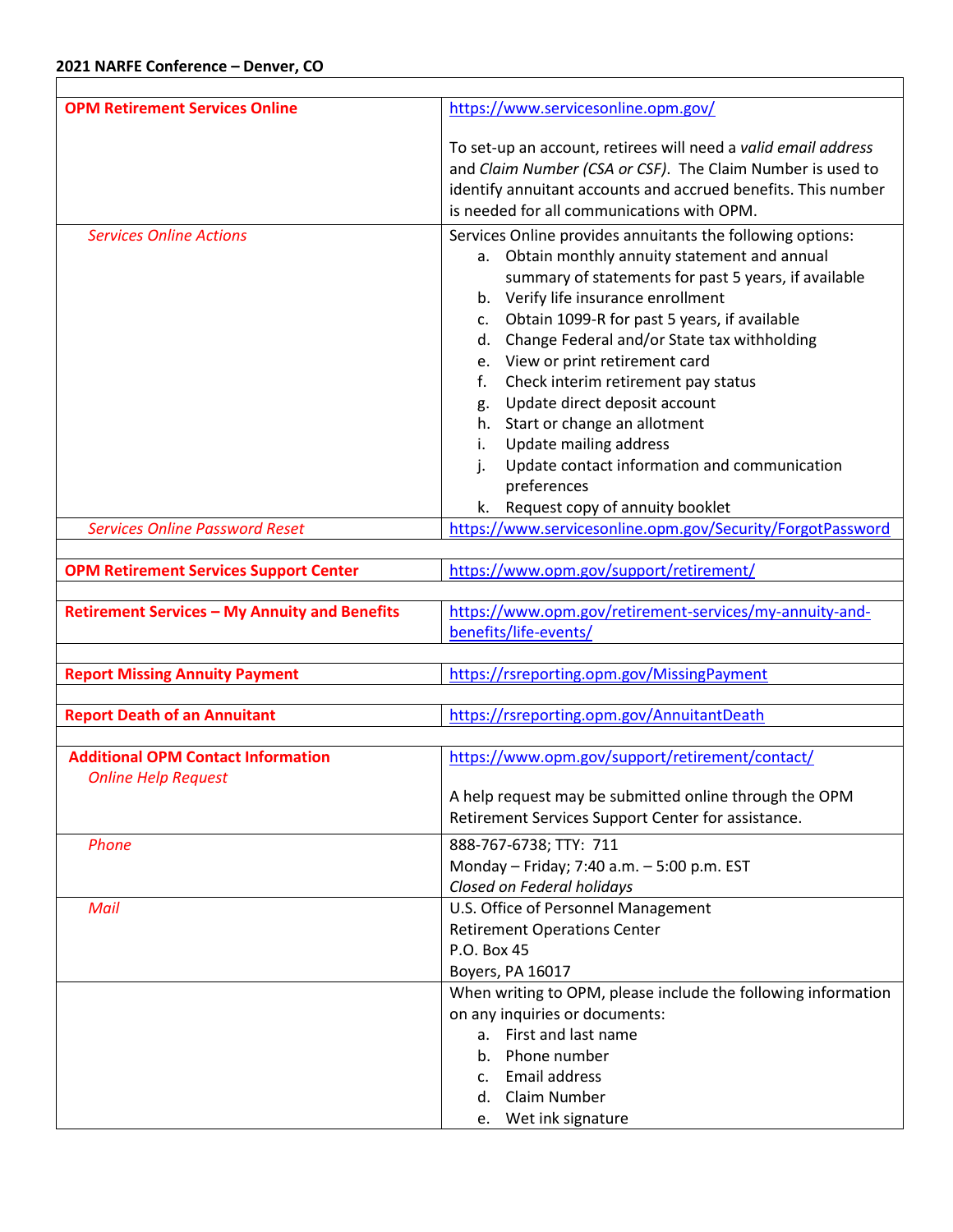**2021 NARFE Conference – Denver, CO**

| | |
|---|---|
| **OPM Retirement Services Online** | https://www.servicesonline.opm.gov/<br><br>To set-up an account, retirees will need a *valid email address* and *Claim Number (CSA or CSF)*. The Claim Number is used to identify annuitant accounts and accrued benefits. This number is needed for all communications with OPM. |
| *Services Online Actions* | Services Online provides annuitants the following options:<br>a. Obtain monthly annuity statement and annual summary of statements for past 5 years, if available<br>b. Verify life insurance enrollment<br>c. Obtain 1099-R for past 5 years, if available<br>d. Change Federal and/or State tax withholding<br>e. View or print retirement card<br>f. Check interim retirement pay status<br>g. Update direct deposit account<br>h. Start or change an allotment<br>i. Update mailing address<br>j. Update contact information and communication preferences<br>k. Request copy of annuity booklet |
| *Services Online Password Reset* | https://www.servicesonline.opm.gov/Security/ForgotPassword |
| | |
| **OPM Retirement Services Support Center** | https://www.opm.gov/support/retirement/ |
| | |
| **Retirement Services – My Annuity and Benefits** | https://www.opm.gov/retirement-services/my-annuity-and-benefits/life-events/ |
| | |
| **Report Missing Annuity Payment** | https://rsreporting.opm.gov/MissingPayment |
| | |
| **Report Death of an Annuitant** | https://rsreporting.opm.gov/AnnuitantDeath |
| | |
| **Additional OPM Contact Information**<br>*Online Help Request* | https://www.opm.gov/support/retirement/contact/<br><br>A help request may be submitted online through the OPM Retirement Services Support Center for assistance. |
| *Phone* | 888-767-6738; TTY: 711<br>Monday – Friday; 7:40 a.m. – 5:00 p.m. EST<br>*Closed on Federal holidays* |
| *Mail* | U.S. Office of Personnel Management<br>Retirement Operations Center<br>P.O. Box 45<br>Boyers, PA 16017 |
| | When writing to OPM, please include the following information on any inquiries or documents:<br>a. First and last name<br>b. Phone number<br>c. Email address<br>d. Claim Number<br>e. Wet ink signature |